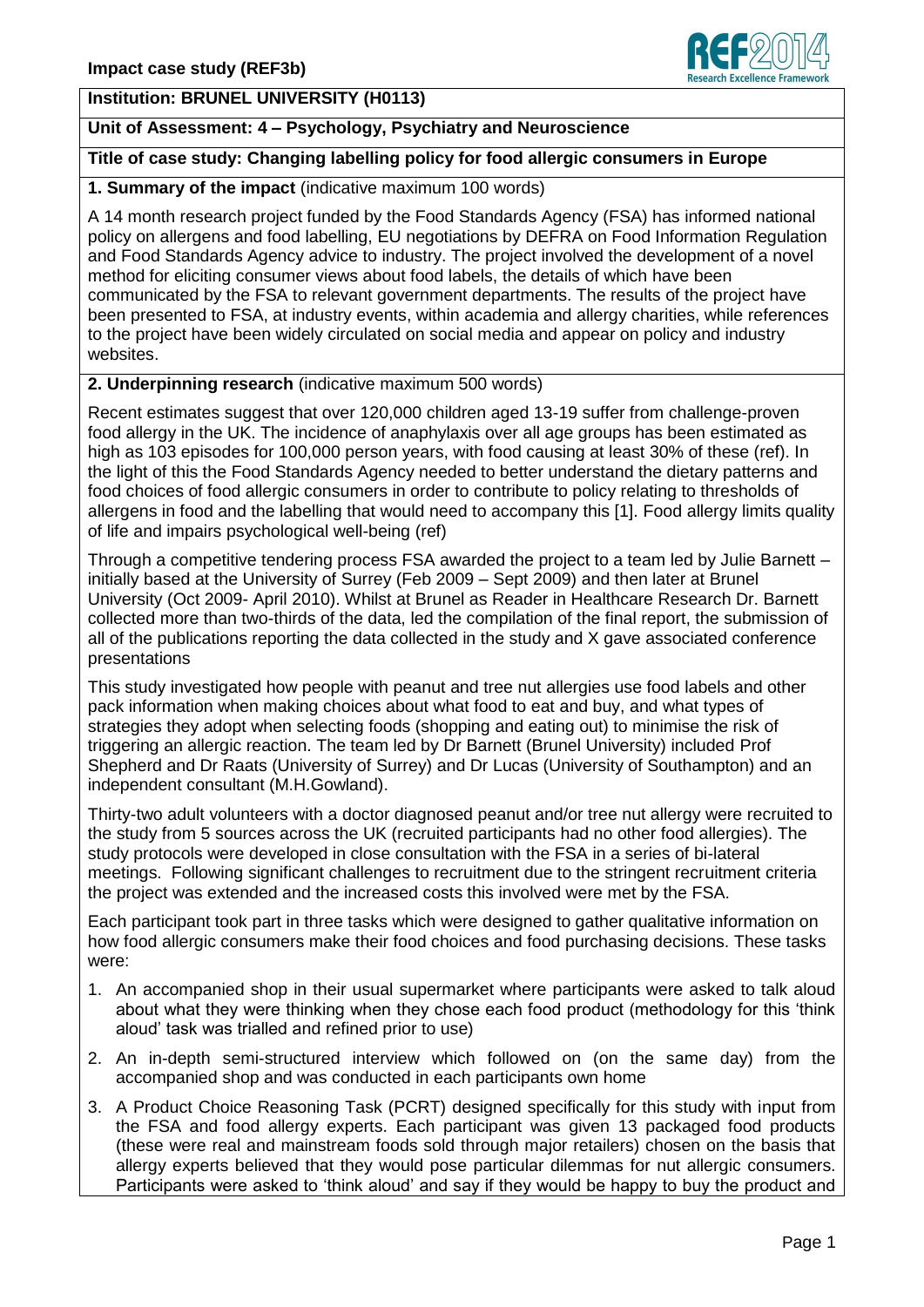**Impact case study (REF3b)**

**Institution: BRUNEL UNIVERSITY (H0113)**

**Unit of Assessment: 4 – Psychology, Psychiatry and Neuroscience**

**Title of case study: Changing labelling policy for food allergic consumers in Europe**

## 1. Summary of the impact (indicative maximum 100 words)

A 14 month research project funded by the Food Standards Agency (FSA) has informed national policy on allergens and food labelling, EU negotiations by DEFRA on Food Information Regulation and Food Standards Agency advice to industry. The project involved the development of a novel method for eliciting consumer views about food labels, the details of which have been communicated by the FSA to relevant government departments. The results of the project have been presented to FSA, at industry events, within academia and allergy charities, while references to the project have been widely circulated on social media and appear on policy and industry websites.

## 2. Underpinning research (indicative maximum 500 words)

Recent estimates suggest that over 120,000 children aged 13-19 suffer from challenge-proven food allergy in the UK. The incidence of anaphylaxis over all age groups has been estimated as high as 103 episodes for 100,000 person years, with food causing at least 30% of these (ref). In the light of this the Food Standards Agency needed to better understand the dietary patterns and food choices of food allergic consumers in order to contribute to policy relating to thresholds of allergens in food and the labelling that would need to accompany this [1]. Food allergy limits quality of life and impairs psychological well-being (ref)

Through a competitive tendering process FSA awarded the project to a team led by Julie Barnett – initially based at the University of Surrey (Feb 2009 – Sept 2009) and then later at Brunel University (Oct 2009- April 2010). Whilst at Brunel as Reader in Healthcare Research Dr. Barnett collected more than two-thirds of the data, led the compilation of the final report, the submission of all of the publications reporting the data collected in the study and X gave associated conference presentations

This study investigated how people with peanut and tree nut allergies use food labels and other pack information when making choices about what food to eat and buy, and what types of strategies they adopt when selecting foods (shopping and eating out) to minimise the risk of triggering an allergic reaction. The team led by Dr Barnett (Brunel University) included Prof Shepherd and Dr Raats (University of Surrey) and Dr Lucas (University of Southampton) and an independent consultant (M.H.Gowland).

Thirty-two adult volunteers with a doctor diagnosed peanut and/or tree nut allergy were recruited to the study from 5 sources across the UK (recruited participants had no other food allergies). The study protocols were developed in close consultation with the FSA in a series of bi-lateral meetings. Following significant challenges to recruitment due to the stringent recruitment criteria the project was extended and the increased costs this involved were met by the FSA.

Each participant took part in three tasks which were designed to gather qualitative information on how food allergic consumers make their food choices and food purchasing decisions. These tasks were:

1. An accompanied shop in their usual supermarket where participants were asked to talk aloud about what they were thinking when they chose each food product (methodology for this 'think aloud' task was trialled and refined prior to use)
2. An in-depth semi-structured interview which followed on (on the same day) from the accompanied shop and was conducted in each participants own home
3. A Product Choice Reasoning Task (PCRT) designed specifically for this study with input from the FSA and food allergy experts. Each participant was given 13 packaged food products (these were real and mainstream foods sold through major retailers) chosen on the basis that allergy experts believed that they would pose particular dilemmas for nut allergic consumers. Participants were asked to 'think aloud' and say if they would be happy to buy the product and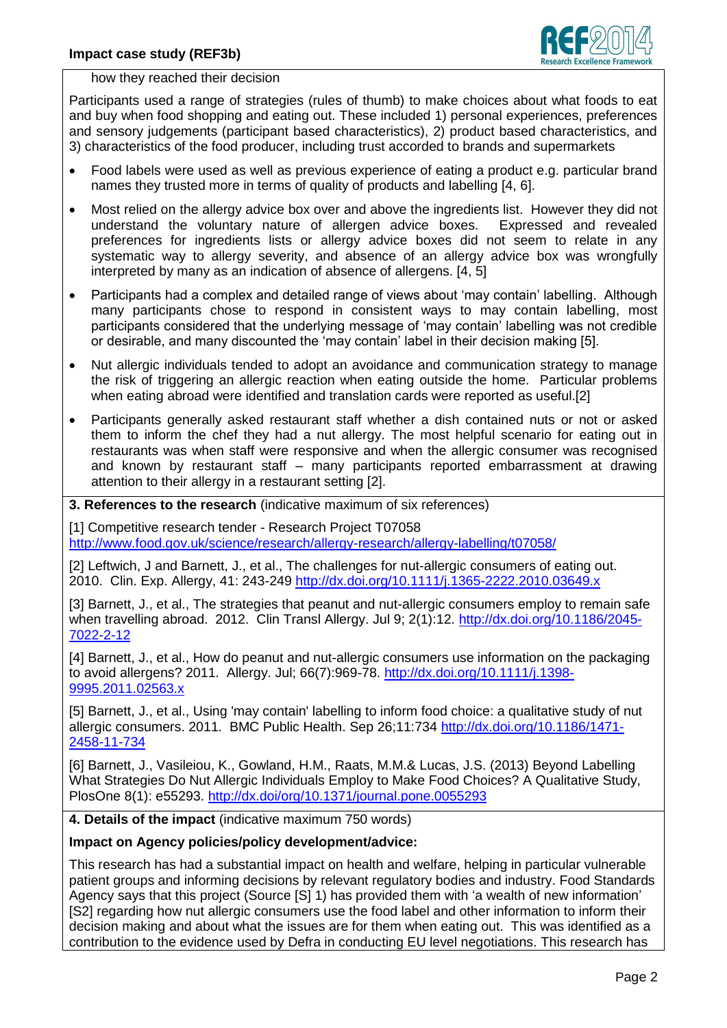how they reached their decision

Participants used a range of strategies (rules of thumb) to make choices about what foods to eat and buy when food shopping and eating out. These included 1) personal experiences, preferences and sensory judgements (participant based characteristics), 2) product based characteristics, and 3) characteristics of the food producer, including trust accorded to brands and supermarkets

- Food labels were used as well as previous experience of eating a product e.g. particular brand names they trusted more in terms of quality of products and labelling [4, 6].
- Most relied on the allergy advice box over and above the ingredients list. However they did not understand the voluntary nature of allergen advice boxes. Expressed and revealed preferences for ingredients lists or allergy advice boxes did not seem to relate in any systematic way to allergy severity, and absence of an allergy advice box was wrongfully interpreted by many as an indication of absence of allergens. [4, 5]
- Participants had a complex and detailed range of views about 'may contain' labelling. Although many participants chose to respond in consistent ways to may contain labelling, most participants considered that the underlying message of 'may contain' labelling was not credible or desirable, and many discounted the 'may contain' label in their decision making [5].
- Nut allergic individuals tended to adopt an avoidance and communication strategy to manage the risk of triggering an allergic reaction when eating outside the home. Particular problems when eating abroad were identified and translation cards were reported as useful.[2]
- Participants generally asked restaurant staff whether a dish contained nuts or not or asked them to inform the chef they had a nut allergy. The most helpful scenario for eating out in restaurants was when staff were responsive and when the allergic consumer was recognised and known by restaurant staff – many participants reported embarrassment at drawing attention to their allergy in a restaurant setting [2].

**3. References to the research** (indicative maximum of six references)

[1] Competitive research tender - Research Project T07058
http://www.food.gov.uk/science/research/allergy-research/allergy-labelling/t07058/

[2] Leftwich, J and Barnett, J., et al., The challenges for nut-allergic consumers of eating out. 2010. Clin. Exp. Allergy, 41: 243-249 http://dx.doi.org/10.1111/j.1365-2222.2010.03649.x

[3] Barnett, J., et al., The strategies that peanut and nut-allergic consumers employ to remain safe when travelling abroad. 2012. Clin Transl Allergy. Jul 9; 2(1):12. http://dx.doi.org/10.1186/2045-7022-2-12

[4] Barnett, J., et al., How do peanut and nut-allergic consumers use information on the packaging to avoid allergens? 2011. Allergy. Jul; 66(7):969-78. http://dx.doi.org/10.1111/j.1398-9995.2011.02563.x

[5] Barnett, J., et al., Using 'may contain' labelling to inform food choice: a qualitative study of nut allergic consumers. 2011. BMC Public Health. Sep 26;11:734 http://dx.doi.org/10.1186/1471-2458-11-734

[6] Barnett, J., Vasileiou, K., Gowland, H.M., Raats, M.M.& Lucas, J.S. (2013) Beyond Labelling What Strategies Do Nut Allergic Individuals Employ to Make Food Choices? A Qualitative Study, PlosOne 8(1): e55293. http://dx.doi/org/10.1371/journal.pone.0055293

**4. Details of the impact** (indicative maximum 750 words)

**Impact on Agency policies/policy development/advice:**

This research has had a substantial impact on health and welfare, helping in particular vulnerable patient groups and informing decisions by relevant regulatory bodies and industry. Food Standards Agency says that this project (Source [S] 1) has provided them with 'a wealth of new information' [S2] regarding how nut allergic consumers use the food label and other information to inform their decision making and about what the issues are for them when eating out. This was identified as a contribution to the evidence used by Defra in conducting EU level negotiations. This research has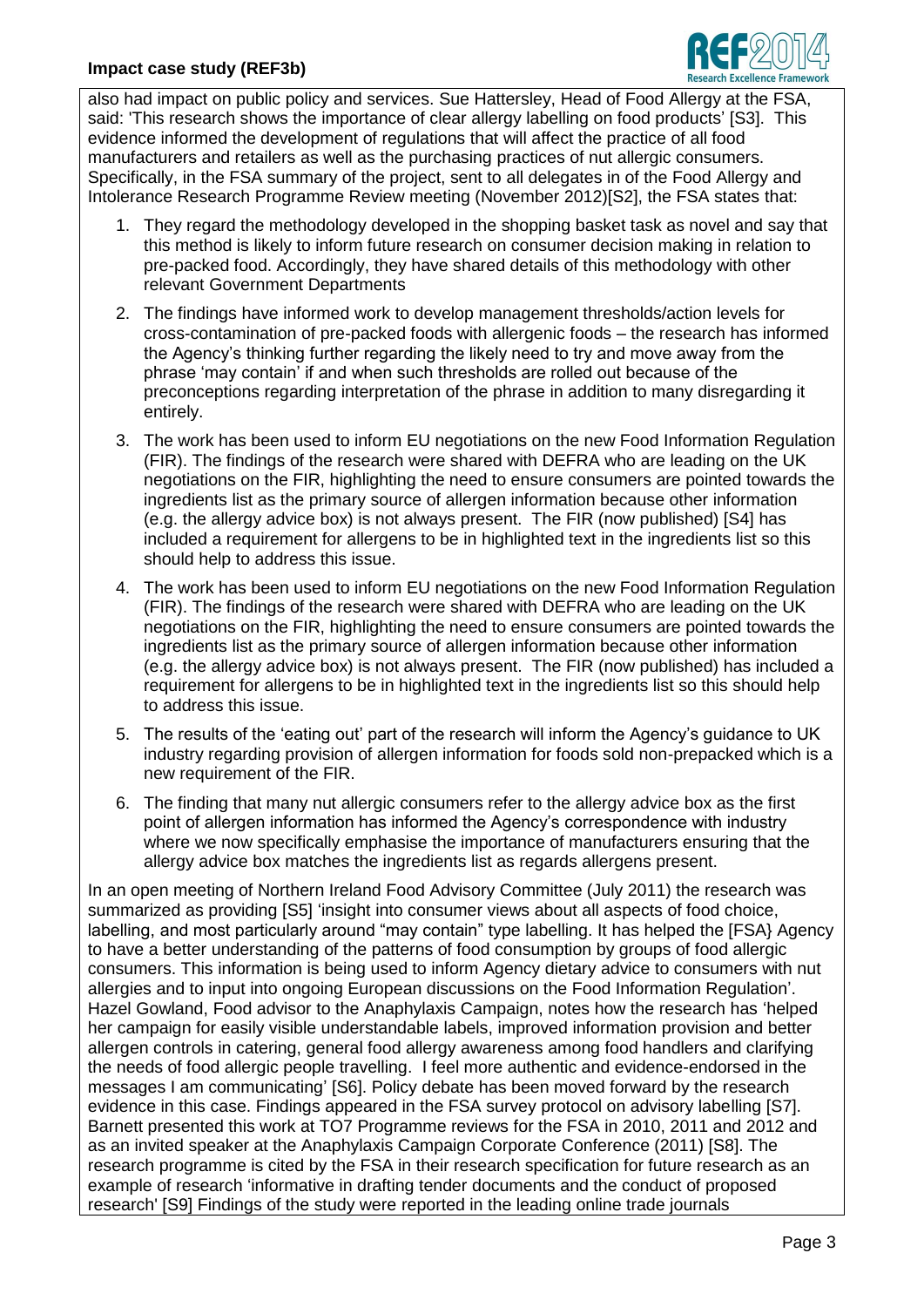also had impact on public policy and services. Sue Hattersley, Head of Food Allergy at the FSA, said: 'This research shows the importance of clear allergy labelling on food products' [S3]. This evidence informed the development of regulations that will affect the practice of all food manufacturers and retailers as well as the purchasing practices of nut allergic consumers. Specifically, in the FSA summary of the project, sent to all delegates in of the Food Allergy and Intolerance Research Programme Review meeting (November 2012)[S2], the FSA states that:

1. They regard the methodology developed in the shopping basket task as novel and say that this method is likely to inform future research on consumer decision making in relation to pre-packed food. Accordingly, they have shared details of this methodology with other relevant Government Departments
2. The findings have informed work to develop management thresholds/action levels for cross-contamination of pre-packed foods with allergenic foods – the research has informed the Agency's thinking further regarding the likely need to try and move away from the phrase 'may contain' if and when such thresholds are rolled out because of the preconceptions regarding interpretation of the phrase in addition to many disregarding it entirely.
3. The work has been used to inform EU negotiations on the new Food Information Regulation (FIR). The findings of the research were shared with DEFRA who are leading on the UK negotiations on the FIR, highlighting the need to ensure consumers are pointed towards the ingredients list as the primary source of allergen information because other information (e.g. the allergy advice box) is not always present. The FIR (now published) [S4] has included a requirement for allergens to be in highlighted text in the ingredients list so this should help to address this issue.
4. The work has been used to inform EU negotiations on the new Food Information Regulation (FIR). The findings of the research were shared with DEFRA who are leading on the UK negotiations on the FIR, highlighting the need to ensure consumers are pointed towards the ingredients list as the primary source of allergen information because other information (e.g. the allergy advice box) is not always present. The FIR (now published) has included a requirement for allergens to be in highlighted text in the ingredients list so this should help to address this issue.
5. The results of the 'eating out' part of the research will inform the Agency's guidance to UK industry regarding provision of allergen information for foods sold non-prepacked which is a new requirement of the FIR.
6. The finding that many nut allergic consumers refer to the allergy advice box as the first point of allergen information has informed the Agency's correspondence with industry where we now specifically emphasise the importance of manufacturers ensuring that the allergy advice box matches the ingredients list as regards allergens present.

In an open meeting of Northern Ireland Food Advisory Committee (July 2011) the research was summarized as providing [S5] 'insight into consumer views about all aspects of food choice, labelling, and most particularly around "may contain" type labelling. It has helped the [FSA} Agency to have a better understanding of the patterns of food consumption by groups of food allergic consumers. This information is being used to inform Agency dietary advice to consumers with nut allergies and to input into ongoing European discussions on the Food Information Regulation'. Hazel Gowland, Food advisor to the Anaphylaxis Campaign, notes how the research has 'helped her campaign for easily visible understandable labels, improved information provision and better allergen controls in catering, general food allergy awareness among food handlers and clarifying the needs of food allergic people travelling. I feel more authentic and evidence-endorsed in the messages I am communicating' [S6]. Policy debate has been moved forward by the research evidence in this case. Findings appeared in the FSA survey protocol on advisory labelling [S7]. Barnett presented this work at TO7 Programme reviews for the FSA in 2010, 2011 and 2012 and as an invited speaker at the Anaphylaxis Campaign Corporate Conference (2011) [S8]. The research programme is cited by the FSA in their research specification for future research as an example of research 'informative in drafting tender documents and the conduct of proposed research' [S9] Findings of the study were reported in the leading online trade journals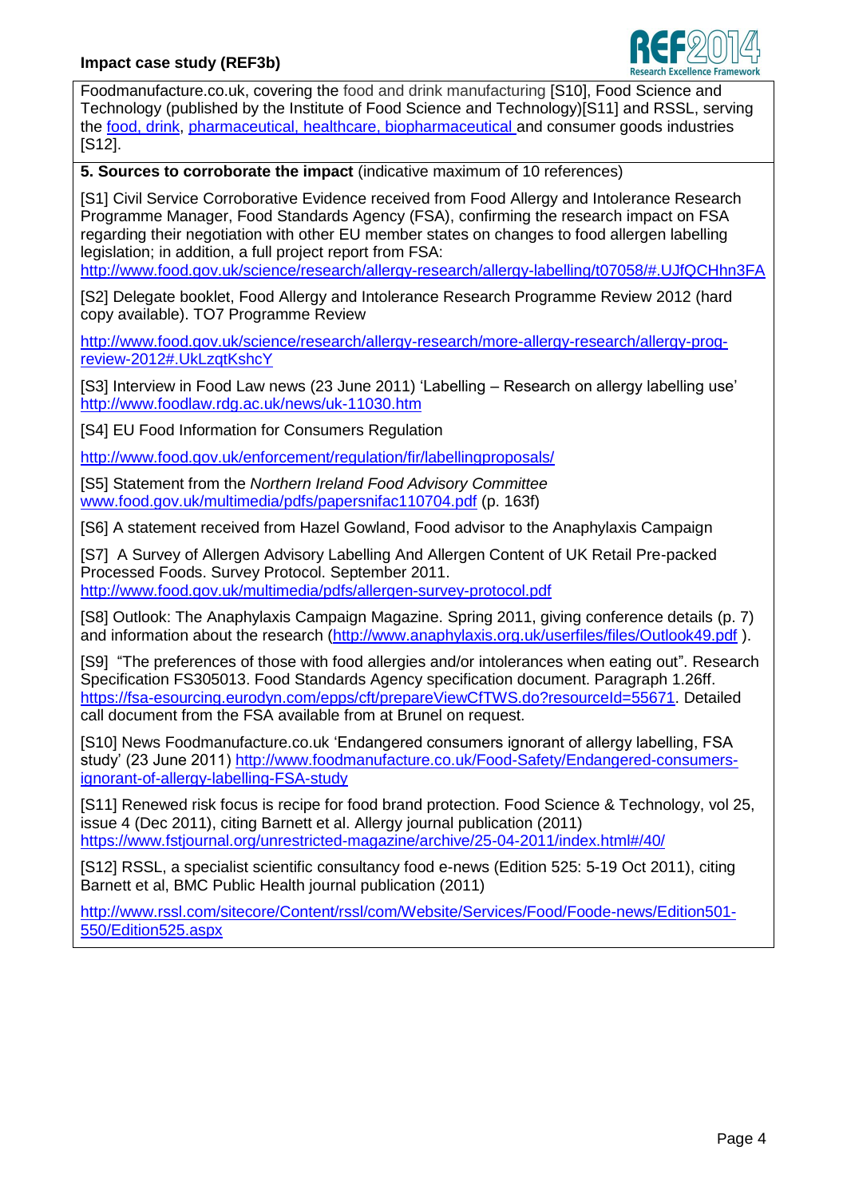Foodmanufacture.co.uk, covering the food and drink manufacturing [S10], Food Science and Technology (published by the Institute of Food Science and Technology)[S11] and RSSL, serving the food, drink, pharmaceutical, healthcare, biopharmaceutical and consumer goods industries [S12].

**5. Sources to corroborate the impact** (indicative maximum of 10 references)

[S1] Civil Service Corroborative Evidence received from Food Allergy and Intolerance Research Programme Manager, Food Standards Agency (FSA), confirming the research impact on FSA regarding their negotiation with other EU member states on changes to food allergen labelling legislation; in addition, a full project report from FSA:
http://www.food.gov.uk/science/research/allergy-research/allergy-labelling/t07058/#.UJfQCHhn3FA

[S2] Delegate booklet, Food Allergy and Intolerance Research Programme Review 2012 (hard copy available). TO7 Programme Review

http://www.food.gov.uk/science/research/allergy-research/more-allergy-research/allergy-prog-review-2012#.UkLzqtKshcY

[S3] Interview in Food Law news (23 June 2011) 'Labelling – Research on allergy labelling use'
http://www.foodlaw.rdg.ac.uk/news/uk-11030.htm

[S4] EU Food Information for Consumers Regulation

http://www.food.gov.uk/enforcement/regulation/fir/labellingproposals/

[S5] Statement from the *Northern Ireland Food Advisory Committee*
www.food.gov.uk/multimedia/pdfs/papersnifac110704.pdf (p. 163f)

[S6] A statement received from Hazel Gowland, Food advisor to the Anaphylaxis Campaign

[S7] A Survey of Allergen Advisory Labelling And Allergen Content of UK Retail Pre-packed Processed Foods. Survey Protocol. September 2011.
http://www.food.gov.uk/multimedia/pdfs/allergen-survey-protocol.pdf

[S8] Outlook: The Anaphylaxis Campaign Magazine. Spring 2011, giving conference details (p. 7) and information about the research (http://www.anaphylaxis.org.uk/userfiles/files/Outlook49.pdf ).

[S9] "The preferences of those with food allergies and/or intolerances when eating out". Research Specification FS305013. Food Standards Agency specification document. Paragraph 1.26ff.
https://fsa-esourcing.eurodyn.com/epps/cft/prepareViewCfTWS.do?resourceId=55671. Detailed call document from the FSA available from at Brunel on request.

[S10] News Foodmanufacture.co.uk 'Endangered consumers ignorant of allergy labelling, FSA study' (23 June 2011) http://www.foodmanufacture.co.uk/Food-Safety/Endangered-consumers-ignorant-of-allergy-labelling-FSA-study

[S11] Renewed risk focus is recipe for food brand protection. Food Science & Technology, vol 25, issue 4 (Dec 2011), citing Barnett et al. Allergy journal publication (2011)
https://www.fstjournal.org/unrestricted-magazine/archive/25-04-2011/index.html#/40/

[S12] RSSL, a specialist scientific consultancy food e-news (Edition 525: 5-19 Oct 2011), citing Barnett et al, BMC Public Health journal publication (2011)

http://www.rssl.com/sitecore/Content/rssl/com/Website/Services/Food/Foode-news/Edition501-550/Edition525.aspx